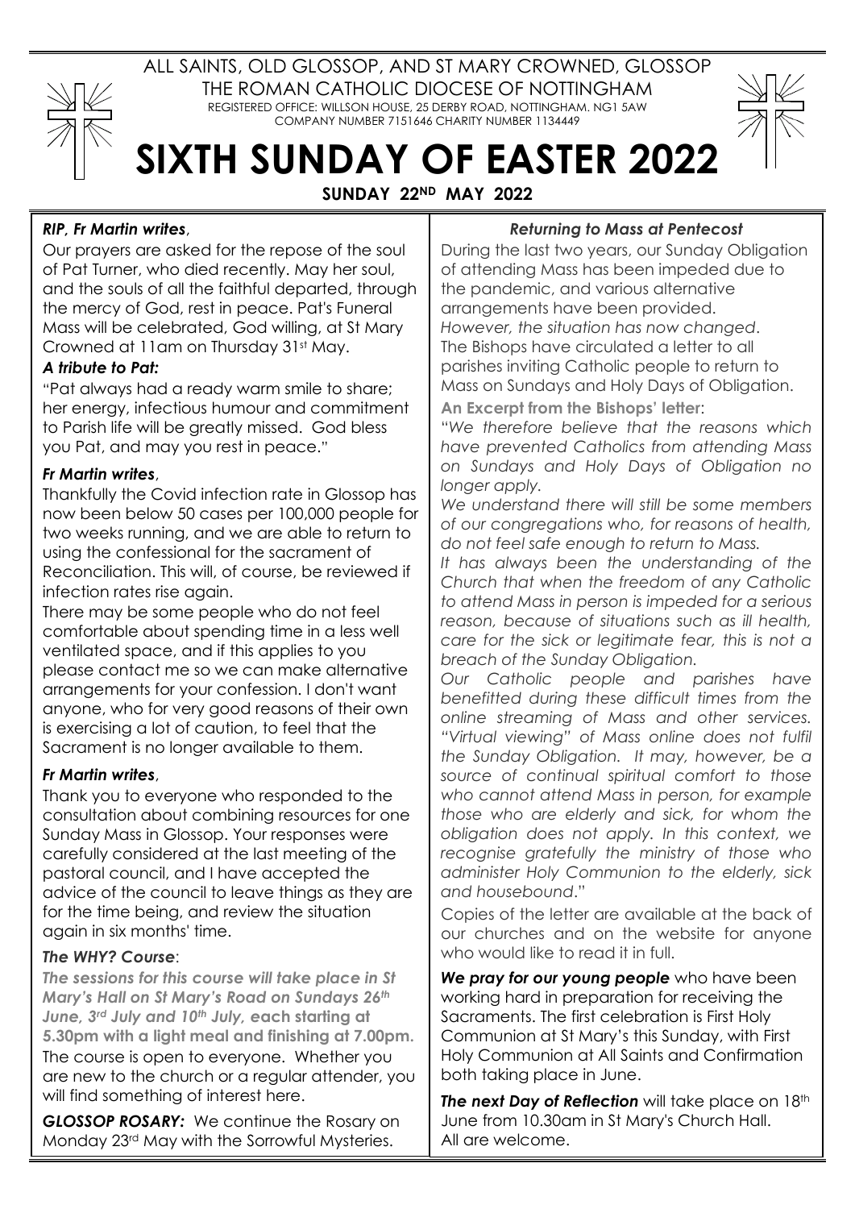ALL SAINTS, OLD GLOSSOP, AND ST MARY CROWNED, GLOSSOP

THE ROMAN CATHOLIC DIOCESE OF NOTTINGHAM

REGISTERED OFFICE: WILLSON HOUSE, 25 DERBY ROAD, NOTTINGHAM. NG1 5AW
COMPANY NUMBER 7151646 CHARITY NUMBER 1134449

# SIXTH SUNDAY OF EASTER 2022

**SUNDAY 22ND MAY 2022**

***RIP, Fr Martin writes***,

Our prayers are asked for the repose of the soul of Pat Turner, who died recently. May her soul, and the souls of all the faithful departed, through the mercy of God, rest in peace. Pat's Funeral Mass will be celebrated, God willing, at St Mary Crowned at 11am on Thursday 31st May.

***A tribute to Pat:***

"Pat always had a ready warm smile to share; her energy, infectious humour and commitment to Parish life will be greatly missed. God bless you Pat, and may you rest in peace."

***Fr Martin writes***,

Thankfully the Covid infection rate in Glossop has now been below 50 cases per 100,000 people for two weeks running, and we are able to return to using the confessional for the sacrament of Reconciliation. This will, of course, be reviewed if infection rates rise again.

There may be some people who do not feel comfortable about spending time in a less well ventilated space, and if this applies to you please contact me so we can make alternative arrangements for your confession. I don't want anyone, who for very good reasons of their own is exercising a lot of caution, to feel that the Sacrament is no longer available to them.

***Fr Martin writes***,

Thank you to everyone who responded to the consultation about combining resources for one Sunday Mass in Glossop. Your responses were carefully considered at the last meeting of the pastoral council, and I have accepted the advice of the council to leave things as they are for the time being, and review the situation again in six months' time.

***The WHY? Course***:

***The sessions for this course will take place in St Mary's Hall on St Mary's Road on Sundays 26th June, 3rd July and 10th July,* each starting at 5.30pm with a light meal and finishing at 7.00pm.** The course is open to everyone. Whether you are new to the church or a regular attender, you will find something of interest here.

***GLOSSOP ROSARY:*** We continue the Rosary on Monday 23rd May with the Sorrowful Mysteries.

***Returning to Mass at Pentecost***

During the last two years, our Sunday Obligation of attending Mass has been impeded due to the pandemic, and various alternative arrangements have been provided.
*However, the situation has now changed*.
The Bishops have circulated a letter to all parishes inviting Catholic people to return to Mass on Sundays and Holy Days of Obligation.

**An Excerpt from the Bishops' letter**:

"*We therefore believe that the reasons which have prevented Catholics from attending Mass on Sundays and Holy Days of Obligation no longer apply.*

*We understand there will still be some members of our congregations who, for reasons of health, do not feel safe enough to return to Mass.*

*It has always been the understanding of the Church that when the freedom of any Catholic to attend Mass in person is impeded for a serious reason, because of situations such as ill health, care for the sick or legitimate fear, this is not a breach of the Sunday Obligation.*

*Our Catholic people and parishes have benefitted during these difficult times from the online streaming of Mass and other services. "Virtual viewing" of Mass online does not fulfil the Sunday Obligation. It may, however, be a source of continual spiritual comfort to those who cannot attend Mass in person, for example those who are elderly and sick, for whom the obligation does not apply. In this context, we recognise gratefully the ministry of those who administer Holy Communion to the elderly, sick and housebound*."

Copies of the letter are available at the back of our churches and on the website for anyone who would like to read it in full.

***We pray for our young people*** who have been working hard in preparation for receiving the Sacraments. The first celebration is First Holy Communion at St Mary's this Sunday, with First Holy Communion at All Saints and Confirmation both taking place in June.

***The next Day of Reflection*** will take place on 18th June from 10.30am in St Mary's Church Hall. All are welcome.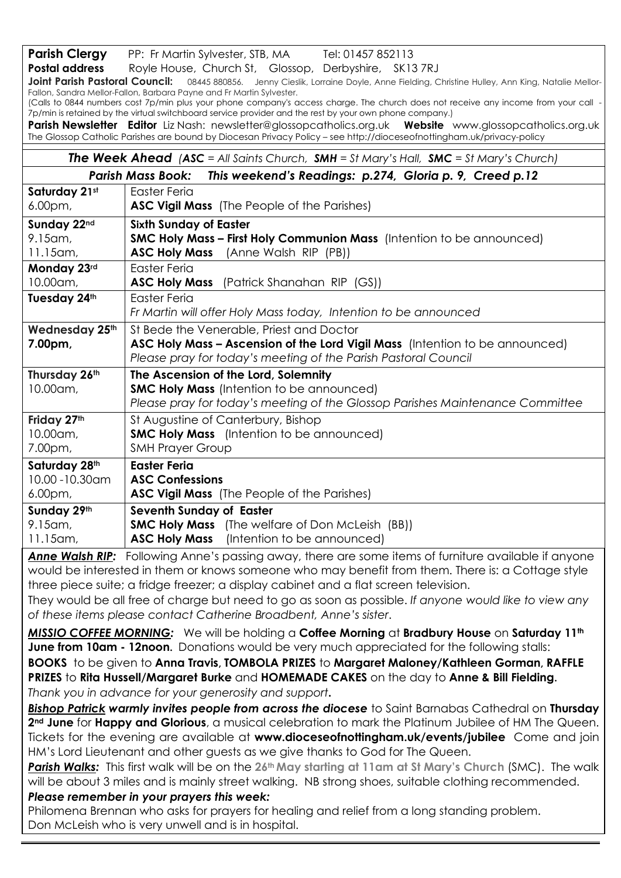**Parish Clergy** PP: Fr Martin Sylvester, STB, MA Tel: 01457 852113

**Postal address** Royle House, Church St, Glossop, Derbyshire, SK13 7RJ

**Joint Parish Pastoral Council:** 08445 880856. Jenny Cieslik, Lorraine Doyle, Anne Fielding, Christine Hulley, Ann King, Natalie Mellor-Fallon, Sandra Mellor-Fallon, Barbara Payne and Fr Martin Sylvester.

(Calls to 0844 numbers cost 7p/min plus your phone company's access charge. The church does not receive any income from your call - 7p/min is retained by the virtual switchboard service provider and the rest by your own phone company.)

**Parish Newsletter Editor** Liz Nash: newsletter@glossopcatholics.org.uk **Website** www.glossopcatholics.org.uk

The Glossop Catholic Parishes are bound by Diocesan Privacy Policy – see http://dioceseofnottingham.uk/privacy-policy

***The Week Ahead*** *(**ASC** = All Saints Church, **SMH** = St Mary's Hall, **SMC** = St Mary's Church)*

***Parish Mass Book: This weekend's Readings: p.274, Gloria p. 9, Creed p.12***

| | |
|---|---|
| **Saturday 21st**<br>6.00pm, | Easter Feria<br>**ASC Vigil Mass** (The People of the Parishes) |
| **Sunday 22nd**<br>9.15am,<br>11.15am, | **Sixth Sunday of Easter**<br>**SMC Holy Mass – First Holy Communion Mass** (Intention to be announced)<br>**ASC Holy Mass** (Anne Walsh RIP (PB)) |
| **Monday 23rd**<br>10.00am, | Easter Feria<br>**ASC Holy Mass** (Patrick Shanahan RIP (GS)) |
| **Tuesday 24th** | Easter Feria<br>*Fr Martin will offer Holy Mass today, Intention to be announced* |
| **Wednesday 25th**<br>**7.00pm,** | St Bede the Venerable, Priest and Doctor<br>**ASC Holy Mass – Ascension of the Lord Vigil Mass** (Intention to be announced)<br>*Please pray for today's meeting of the Parish Pastoral Council* |
| **Thursday 26th**<br>10.00am, | **The Ascension of the Lord, Solemnity**<br>**SMC Holy Mass** (Intention to be announced)<br>*Please pray for today's meeting of the Glossop Parishes Maintenance Committee* |
| **Friday 27th**<br>10.00am,<br>7.00pm, | St Augustine of Canterbury, Bishop<br>**SMC Holy Mass** (Intention to be announced)<br>SMH Prayer Group |
| **Saturday 28th**<br>10.00 -10.30am<br>6.00pm, | **Easter Feria**<br>**ASC Confessions**<br>**ASC Vigil Mass** (The People of the Parishes) |
| **Sunday 29th**<br>9.15am,<br>11.15am, | **Seventh Sunday of Easter**<br>**SMC Holy Mass** (The welfare of Don McLeish (BB))<br>**ASC Holy Mass** (Intention to be announced) |

***Anne Walsh RIP:*** Following Anne's passing away, there are some items of furniture available if anyone would be interested in them or knows someone who may benefit from them. There is: a Cottage style three piece suite; a fridge freezer; a display cabinet and a flat screen television.

They would be all free of charge but need to go as soon as possible. *If anyone would like to view any of these items please contact Catherine Broadbent, Anne's sister*.

***MISSIO COFFEE MORNING:*** We will be holding a **Coffee Morning** at **Bradbury House** on **Saturday 11th June from 10am - 12noon**. Donations would be very much appreciated for the following stalls: **BOOKS** to be given to **Anna Travis**, **TOMBOLA PRIZES** to **Margaret Maloney/Kathleen Gorman**, **RAFFLE PRIZES** to **Rita Hussell/Margaret Burke** and **HOMEMADE CAKES** on the day to **Anne & Bill Fielding**.

*Thank you in advance for your generosity and support*.

***Bishop Patrick warmly invites people from across the diocese*** to Saint Barnabas Cathedral on **Thursday 2nd June** for **Happy and Glorious**, a musical celebration to mark the Platinum Jubilee of HM The Queen. Tickets for the evening are available at **www.dioceseofnottingham.uk/events/jubilee** Come and join HM's Lord Lieutenant and other guests as we give thanks to God for The Queen.

***Parish Walks:*** This first walk will be on the **26th May starting at 11am at St Mary's Church** (SMC). The walk will be about 3 miles and is mainly street walking. NB strong shoes, suitable clothing recommended.

***Please remember in your prayers this week:***

Philomena Brennan who asks for prayers for healing and relief from a long standing problem.

Don McLeish who is very unwell and is in hospital.